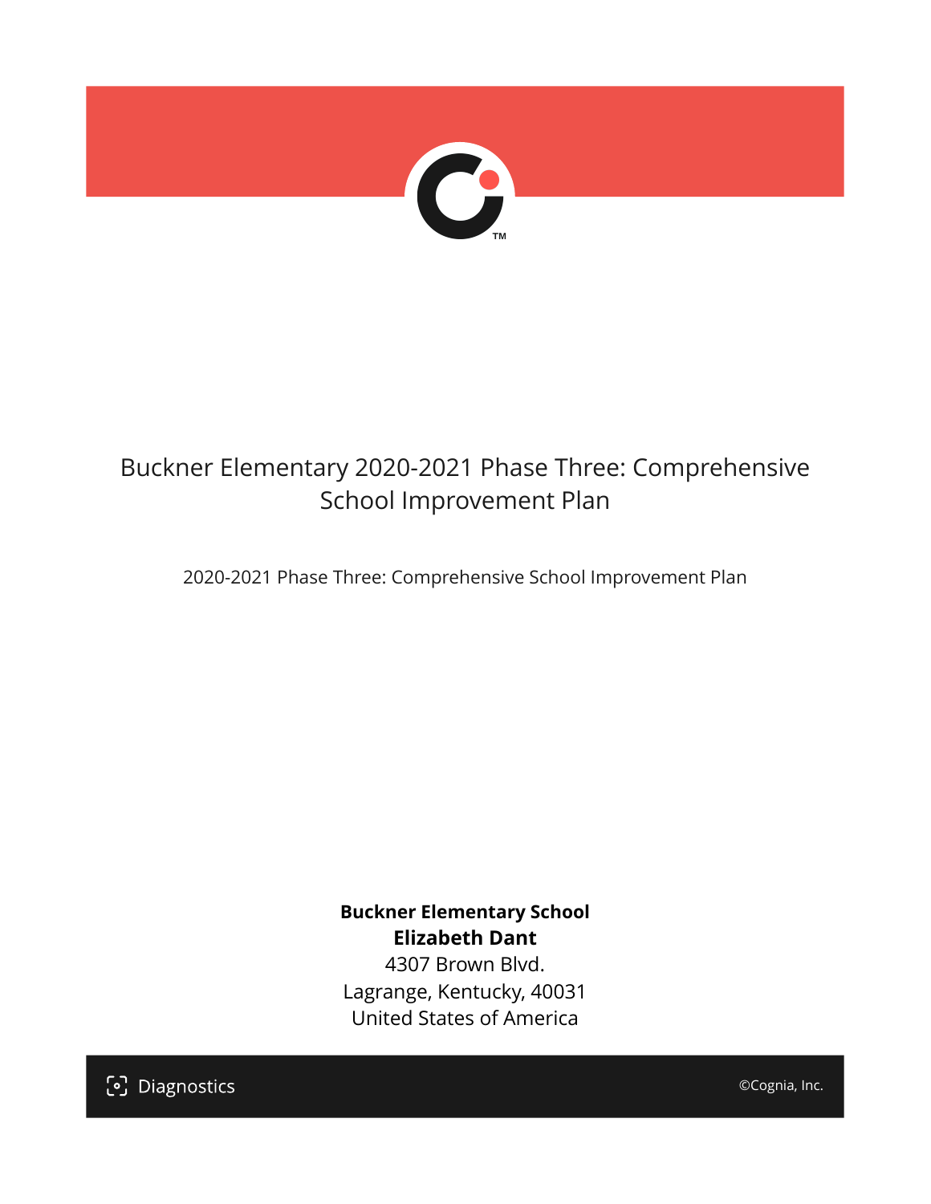# Buckner Elementary 2020-2021 Phase Three: Comprehensive School Improvement Plan

2020-2021 Phase Three: Comprehensive School Improvement Plan

**Buckner Elementary School**
**Elizabeth Dant**
4307 Brown Blvd.
Lagrange, Kentucky, 40031
United States of America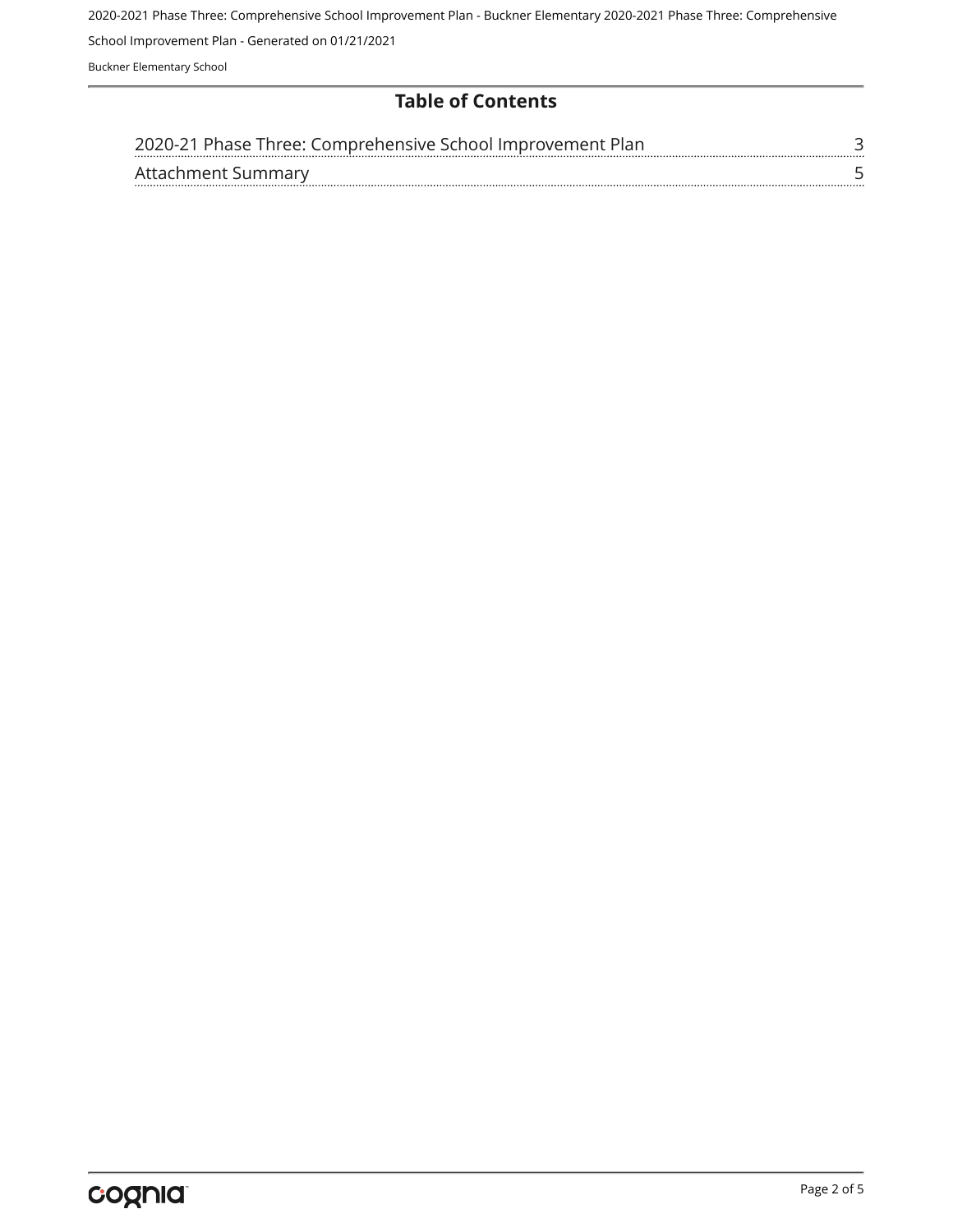## Table of Contents

| | |
|---|---|
| 2020-21 Phase Three: Comprehensive School Improvement Plan | 3 |
| Attachment Summary | 5 |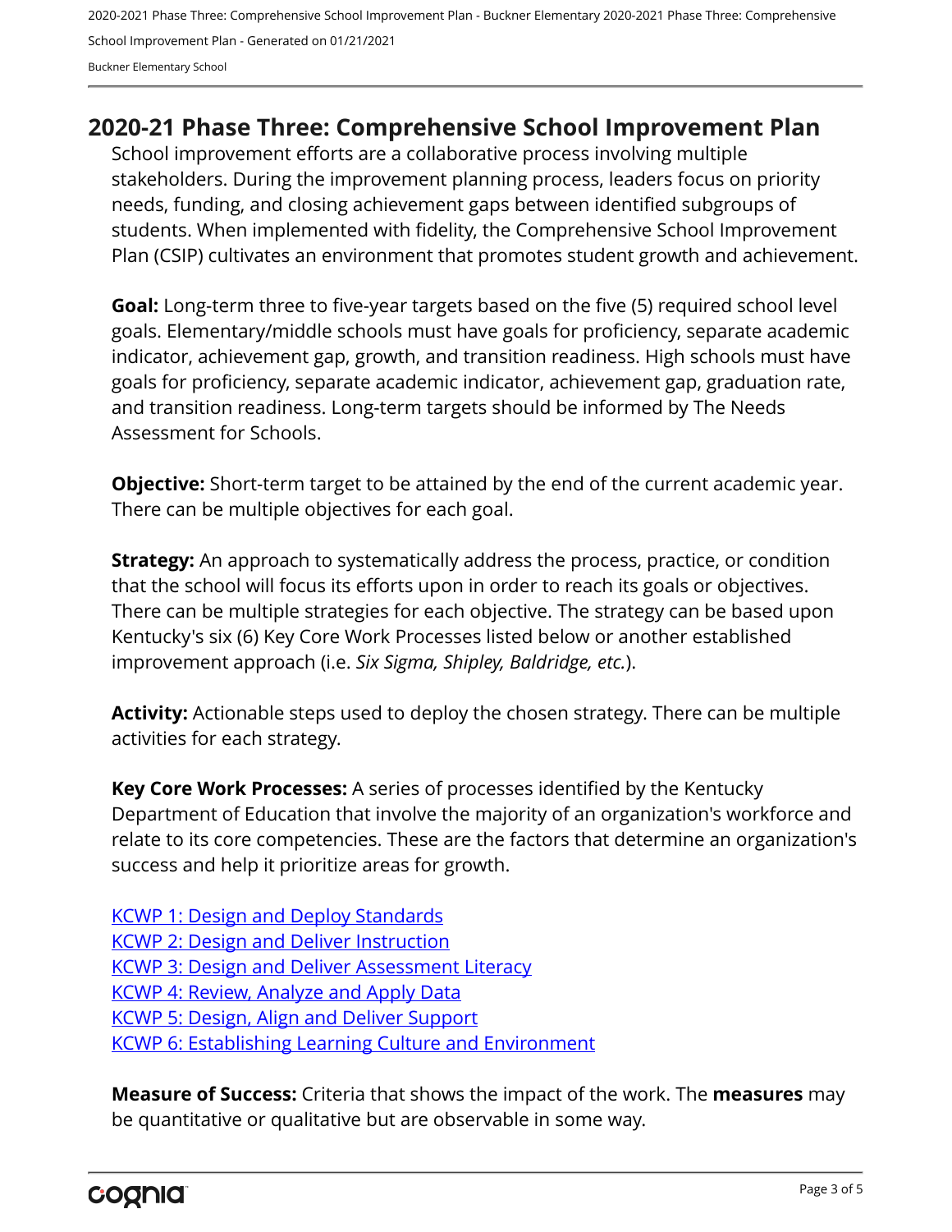## 2020-21 Phase Three: Comprehensive School Improvement Plan

School improvement efforts are a collaborative process involving multiple stakeholders. During the improvement planning process, leaders focus on priority needs, funding, and closing achievement gaps between identified subgroups of students. When implemented with fidelity, the Comprehensive School Improvement Plan (CSIP) cultivates an environment that promotes student growth and achievement.

**Goal:** Long-term three to five-year targets based on the five (5) required school level goals. Elementary/middle schools must have goals for proficiency, separate academic indicator, achievement gap, growth, and transition readiness. High schools must have goals for proficiency, separate academic indicator, achievement gap, graduation rate, and transition readiness. Long-term targets should be informed by The Needs Assessment for Schools.

**Objective:** Short-term target to be attained by the end of the current academic year. There can be multiple objectives for each goal.

**Strategy:** An approach to systematically address the process, practice, or condition that the school will focus its efforts upon in order to reach its goals or objectives. There can be multiple strategies for each objective. The strategy can be based upon Kentucky's six (6) Key Core Work Processes listed below or another established improvement approach (i.e. *Six Sigma, Shipley, Baldridge, etc.*).

**Activity:** Actionable steps used to deploy the chosen strategy. There can be multiple activities for each strategy.

**Key Core Work Processes:** A series of processes identified by the Kentucky Department of Education that involve the majority of an organization's workforce and relate to its core competencies. These are the factors that determine an organization's success and help it prioritize areas for growth.

KCWP 1: Design and Deploy Standards
KCWP 2: Design and Deliver Instruction
KCWP 3: Design and Deliver Assessment Literacy
KCWP 4: Review, Analyze and Apply Data
KCWP 5: Design, Align and Deliver Support
KCWP 6: Establishing Learning Culture and Environment

**Measure of Success:** Criteria that shows the impact of the work. The **measures** may be quantitative or qualitative but are observable in some way.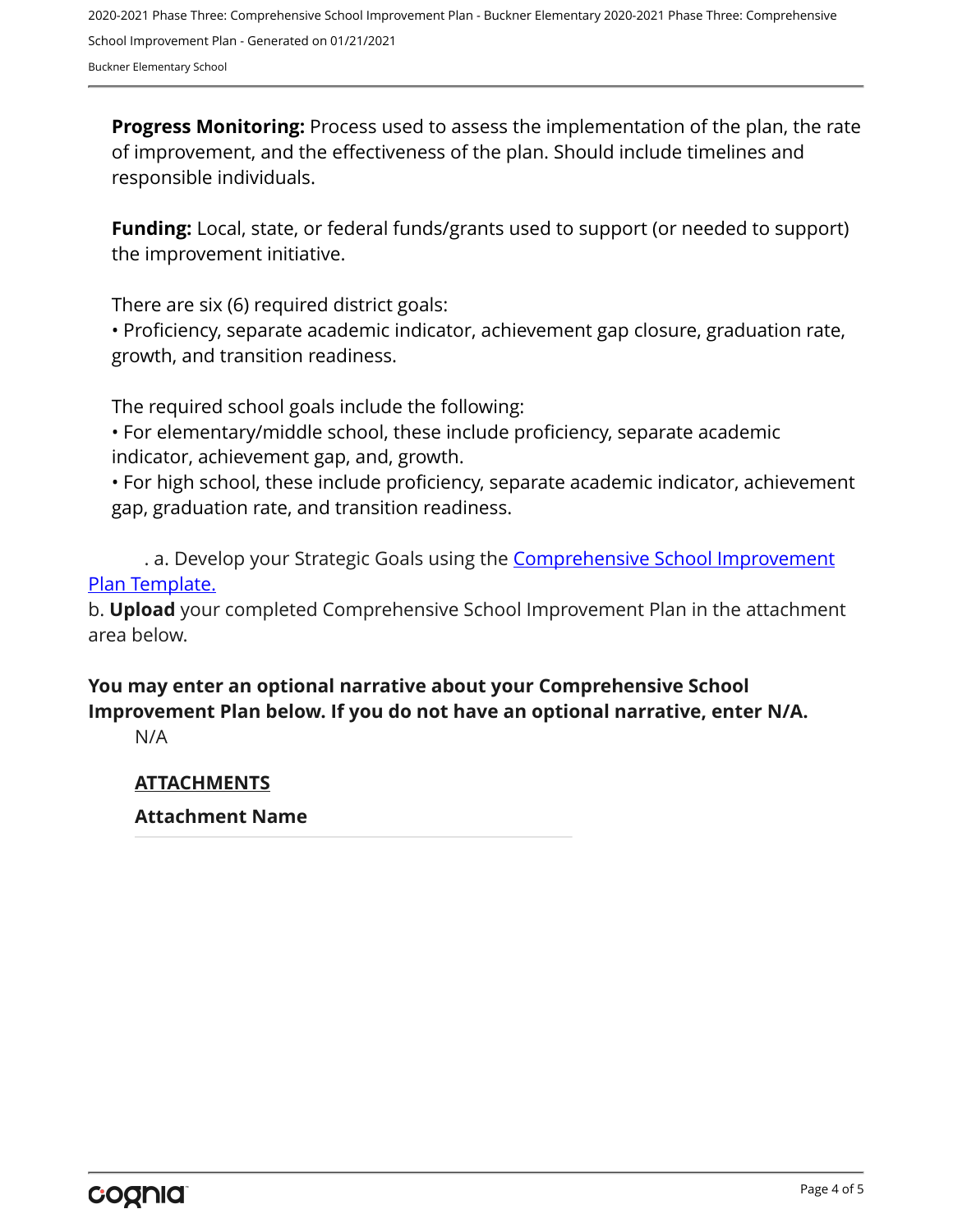**Progress Monitoring:** Process used to assess the implementation of the plan, the rate of improvement, and the effectiveness of the plan. Should include timelines and responsible individuals.

**Funding:** Local, state, or federal funds/grants used to support (or needed to support) the improvement initiative.

There are six (6) required district goals:
• Proficiency, separate academic indicator, achievement gap closure, graduation rate, growth, and transition readiness.

The required school goals include the following:
• For elementary/middle school, these include proficiency, separate academic indicator, achievement gap, and, growth.
• For high school, these include proficiency, separate academic indicator, achievement gap, graduation rate, and transition readiness.

. a. Develop your Strategic Goals using the Comprehensive School Improvement Plan Template.
b. **Upload** your completed Comprehensive School Improvement Plan in the attachment area below.

**You may enter an optional narrative about your Comprehensive School Improvement Plan below. If you do not have an optional narrative, enter N/A.**

N/A

**ATTACHMENTS**

**Attachment Name**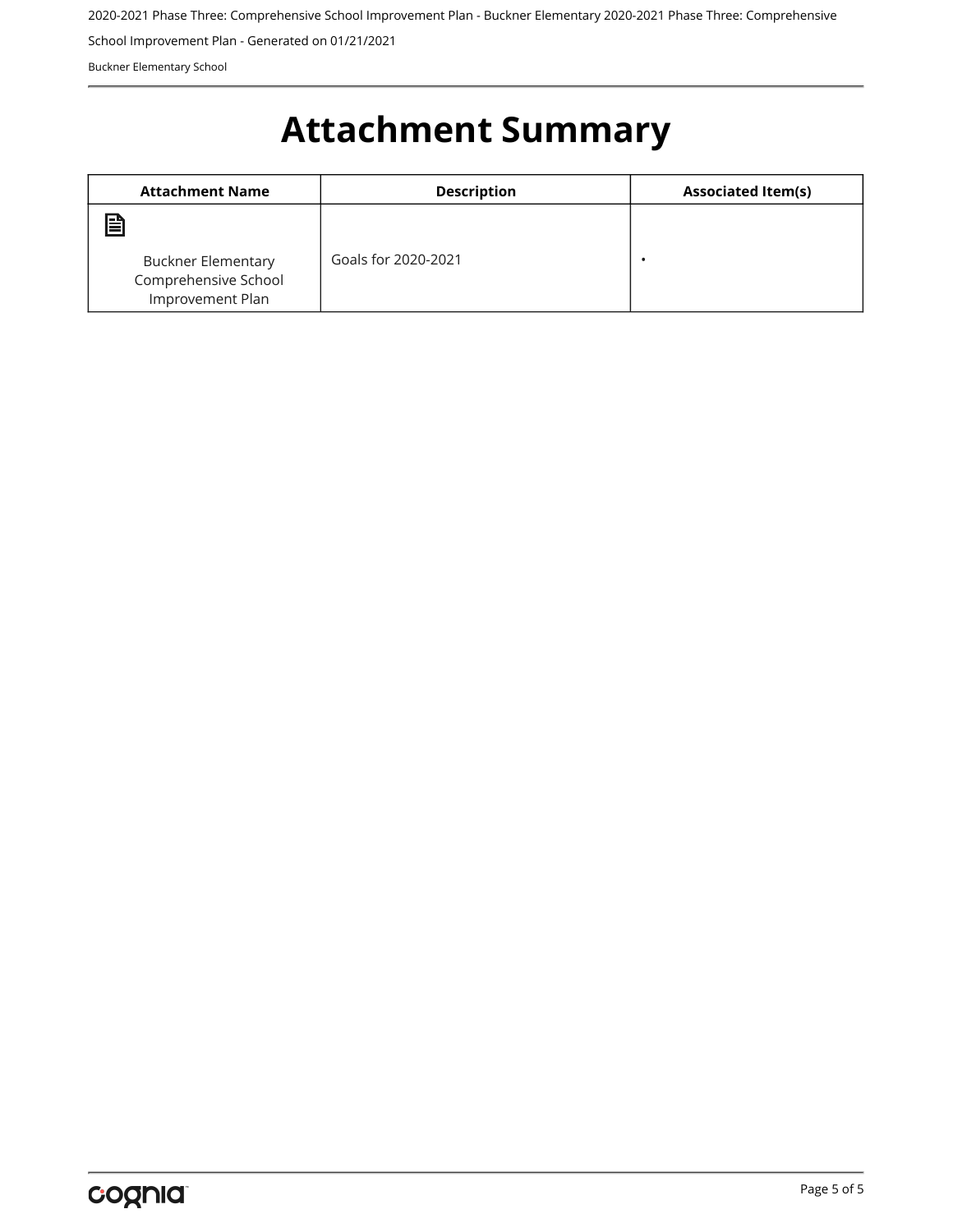# Attachment Summary

| Attachment Name | Description | Associated Item(s) |
|---|---|---|
| Buckner Elementary Comprehensive School Improvement Plan | Goals for 2020-2021 | • |